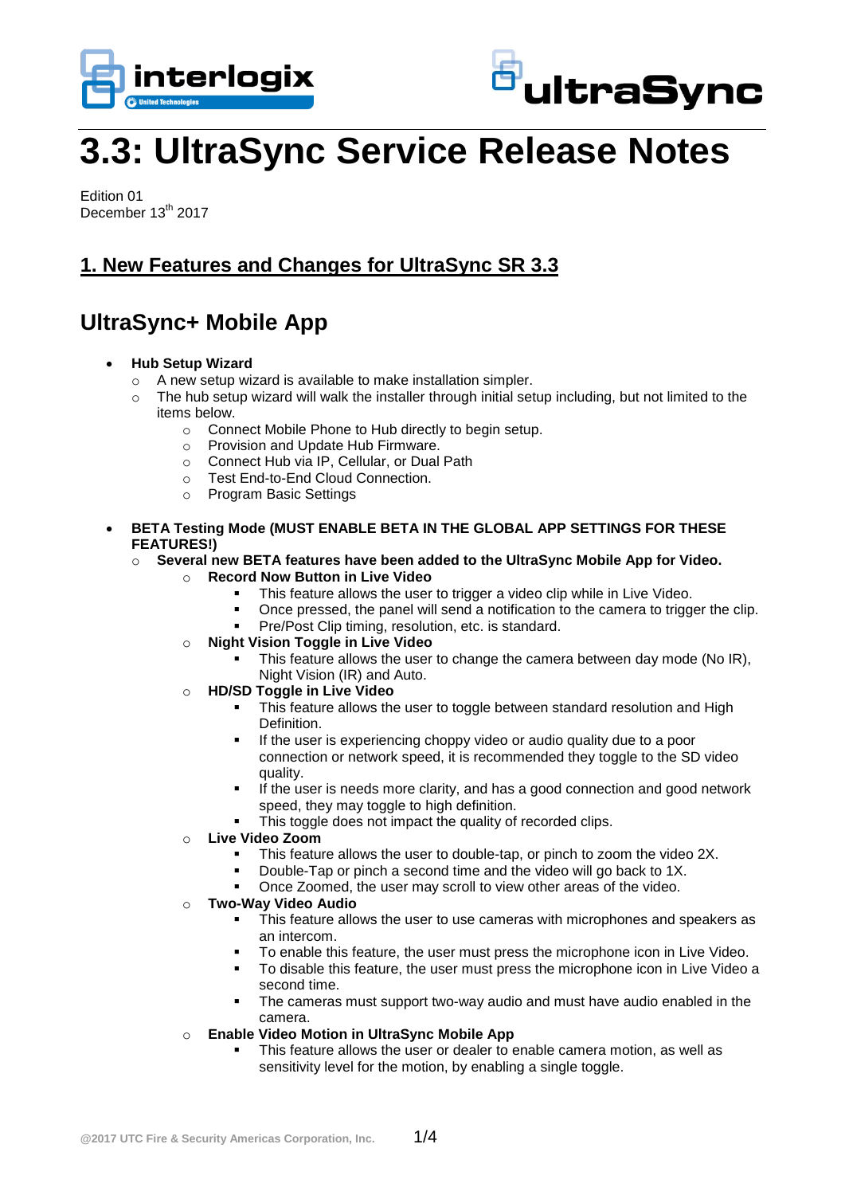# 3.3: UltraSync Service Release Notes

Edition 01
December 13th 2017

## 1. New Features and Changes for UltraSync SR 3.3

## UltraSync+ Mobile App

- **Hub Setup Wizard**
  - A new setup wizard is available to make installation simpler.
  - The hub setup wizard will walk the installer through initial setup including, but not limited to the items below.
    - Connect Mobile Phone to Hub directly to begin setup.
    - Provision and Update Hub Firmware.
    - Connect Hub via IP, Cellular, or Dual Path
    - Test End-to-End Cloud Connection.
    - Program Basic Settings

- **BETA Testing Mode (MUST ENABLE BETA IN THE GLOBAL APP SETTINGS FOR THESE FEATURES!)**
  - **Several new BETA features have been added to the UltraSync Mobile App for Video.**
    - **Record Now Button in Live Video**
      - This feature allows the user to trigger a video clip while in Live Video.
      - Once pressed, the panel will send a notification to the camera to trigger the clip.
      - Pre/Post Clip timing, resolution, etc. is standard.
    - **Night Vision Toggle in Live Video**
      - This feature allows the user to change the camera between day mode (No IR), Night Vision (IR) and Auto.
    - **HD/SD Toggle in Live Video**
      - This feature allows the user to toggle between standard resolution and High Definition.
      - If the user is experiencing choppy video or audio quality due to a poor connection or network speed, it is recommended they toggle to the SD video quality.
      - If the user is needs more clarity, and has a good connection and good network speed, they may toggle to high definition.
      - This toggle does not impact the quality of recorded clips.
    - **Live Video Zoom**
      - This feature allows the user to double-tap, or pinch to zoom the video 2X.
      - Double-Tap or pinch a second time and the video will go back to 1X.
      - Once Zoomed, the user may scroll to view other areas of the video.
    - **Two-Way Video Audio**
      - This feature allows the user to use cameras with microphones and speakers as an intercom.
      - To enable this feature, the user must press the microphone icon in Live Video.
      - To disable this feature, the user must press the microphone icon in Live Video a second time.
      - The cameras must support two-way audio and must have audio enabled in the camera.
    - **Enable Video Motion in UltraSync Mobile App**
      - This feature allows the user or dealer to enable camera motion, as well as sensitivity level for the motion, by enabling a single toggle.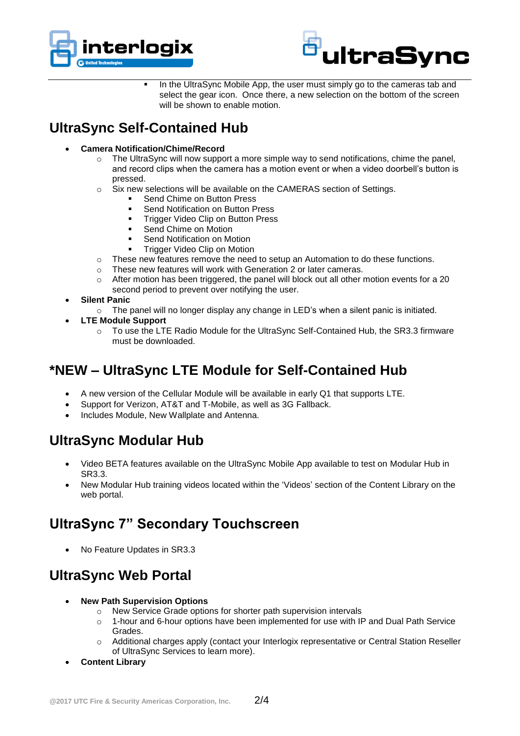- In the UltraSync Mobile App, the user must simply go to the cameras tab and select the gear icon. Once there, a new selection on the bottom of the screen will be shown to enable motion.

## UltraSync Self-Contained Hub

- **Camera Notification/Chime/Record**
  - The UltraSync will now support a more simple way to send notifications, chime the panel, and record clips when the camera has a motion event or when a video doorbell's button is pressed.
  - Six new selections will be available on the CAMERAS section of Settings.
    - Send Chime on Button Press
    - Send Notification on Button Press
    - Trigger Video Clip on Button Press
    - Send Chime on Motion
    - Send Notification on Motion
    - Trigger Video Clip on Motion
  - These new features remove the need to setup an Automation to do these functions.
  - These new features will work with Generation 2 or later cameras.
  - After motion has been triggered, the panel will block out all other motion events for a 20 second period to prevent over notifying the user.
- **Silent Panic**
  - The panel will no longer display any change in LED's when a silent panic is initiated.
- **LTE Module Support**
  - To use the LTE Radio Module for the UltraSync Self-Contained Hub, the SR3.3 firmware must be downloaded.

## *NEW – UltraSync LTE Module for Self-Contained Hub

- A new version of the Cellular Module will be available in early Q1 that supports LTE.
- Support for Verizon, AT&T and T-Mobile, as well as 3G Fallback.
- Includes Module, New Wallplate and Antenna.

## UltraSync Modular Hub

- Video BETA features available on the UltraSync Mobile App available to test on Modular Hub in SR3.3.
- New Modular Hub training videos located within the 'Videos' section of the Content Library on the web portal.

## UltraSync 7" Secondary Touchscreen

- No Feature Updates in SR3.3

## UltraSync Web Portal

- **New Path Supervision Options**
  - New Service Grade options for shorter path supervision intervals
  - 1-hour and 6-hour options have been implemented for use with IP and Dual Path Service Grades.
  - Additional charges apply (contact your Interlogix representative or Central Station Reseller of UltraSync Services to learn more).
- **Content Library**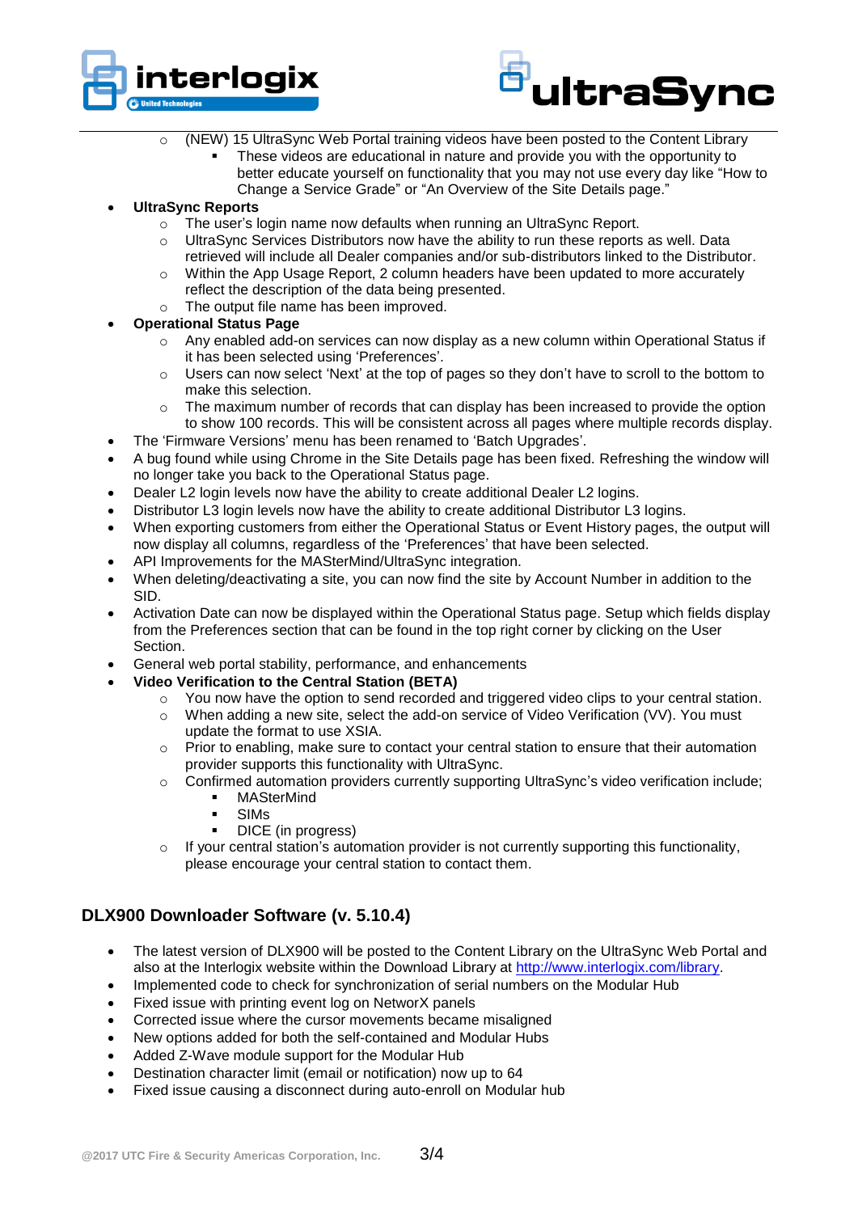- (NEW) 15 UltraSync Web Portal training videos have been posted to the Content Library
        - These videos are educational in nature and provide you with the opportunity to better educate yourself on functionality that you may not use every day like "How to Change a Service Grade" or "An Overview of the Site Details page."
- **UltraSync Reports**
    - The user's login name now defaults when running an UltraSync Report.
    - UltraSync Services Distributors now have the ability to run these reports as well. Data retrieved will include all Dealer companies and/or sub-distributors linked to the Distributor.
    - Within the App Usage Report, 2 column headers have been updated to more accurately reflect the description of the data being presented.
    - The output file name has been improved.
- **Operational Status Page**
    - Any enabled add-on services can now display as a new column within Operational Status if it has been selected using 'Preferences'.
    - Users can now select 'Next' at the top of pages so they don't have to scroll to the bottom to make this selection.
    - The maximum number of records that can display has been increased to provide the option to show 100 records. This will be consistent across all pages where multiple records display.
- The 'Firmware Versions' menu has been renamed to 'Batch Upgrades'.
- A bug found while using Chrome in the Site Details page has been fixed. Refreshing the window will no longer take you back to the Operational Status page.
- Dealer L2 login levels now have the ability to create additional Dealer L2 logins.
- Distributor L3 login levels now have the ability to create additional Distributor L3 logins.
- When exporting customers from either the Operational Status or Event History pages, the output will now display all columns, regardless of the 'Preferences' that have been selected.
- API Improvements for the MASterMind/UltraSync integration.
- When deleting/deactivating a site, you can now find the site by Account Number in addition to the SID.
- Activation Date can now be displayed within the Operational Status page. Setup which fields display from the Preferences section that can be found in the top right corner by clicking on the User Section.
- General web portal stability, performance, and enhancements
- **Video Verification to the Central Station (BETA)**
    - You now have the option to send recorded and triggered video clips to your central station.
    - When adding a new site, select the add-on service of Video Verification (VV). You must update the format to use XSIA.
    - Prior to enabling, make sure to contact your central station to ensure that their automation provider supports this functionality with UltraSync.
    - Confirmed automation providers currently supporting UltraSync's video verification include;
        - MASterMind
        - SIMs
        - DICE (in progress)
    - If your central station's automation provider is not currently supporting this functionality, please encourage your central station to contact them.

## DLX900 Downloader Software (v. 5.10.4)

- The latest version of DLX900 will be posted to the Content Library on the UltraSync Web Portal and also at the Interlogix website within the Download Library at http://www.interlogix.com/library.
- Implemented code to check for synchronization of serial numbers on the Modular Hub
- Fixed issue with printing event log on NetworX panels
- Corrected issue where the cursor movements became misaligned
- New options added for both the self-contained and Modular Hubs
- Added Z-Wave module support for the Modular Hub
- Destination character limit (email or notification) now up to 64
- Fixed issue causing a disconnect during auto-enroll on Modular hub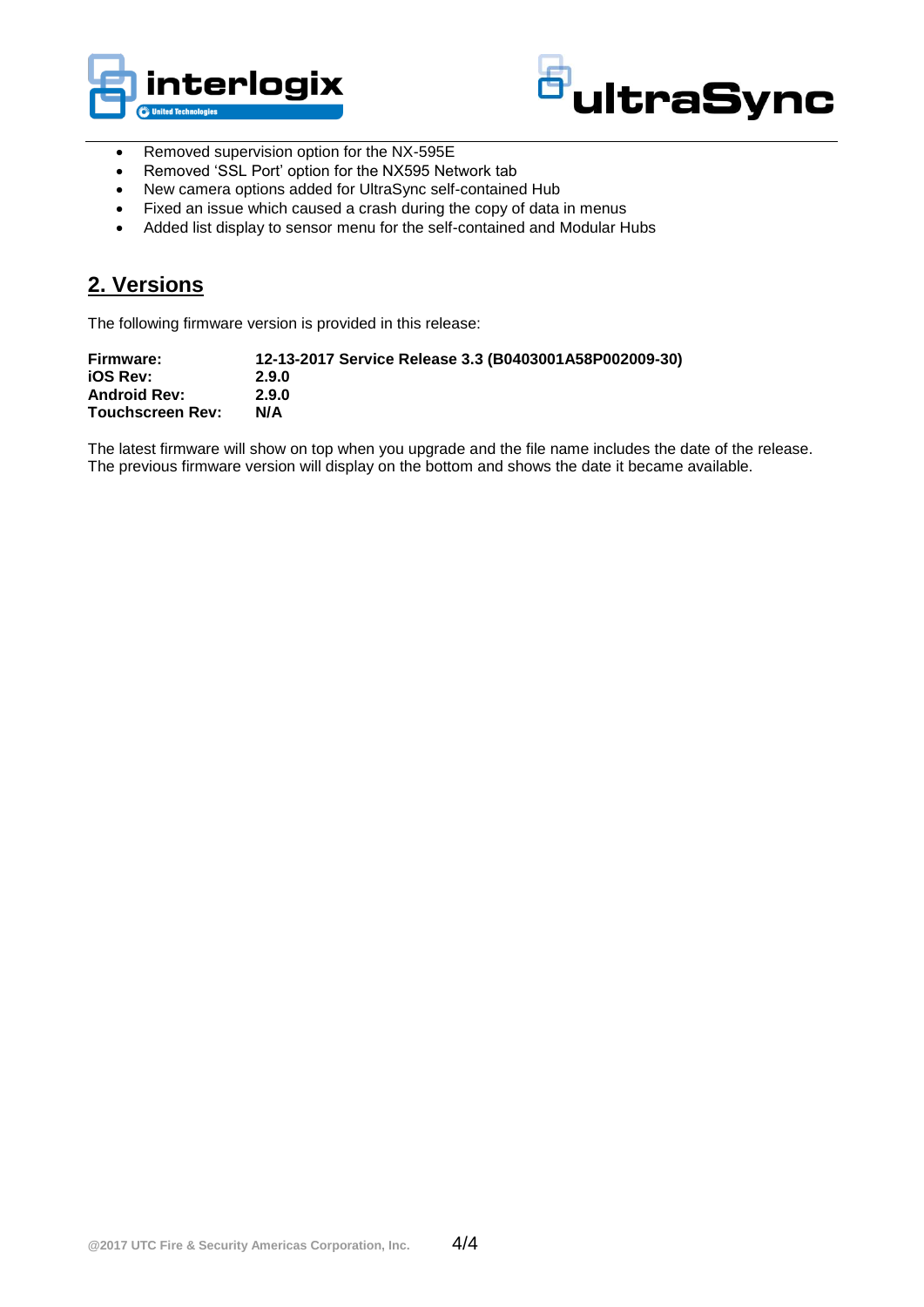- Removed supervision option for the NX-595E
- Removed 'SSL Port' option for the NX595 Network tab
- New camera options added for UltraSync self-contained Hub
- Fixed an issue which caused a crash during the copy of data in menus
- Added list display to sensor menu for the self-contained and Modular Hubs

## 2. Versions

The following firmware version is provided in this release:

| | |
|---|---|
| **Firmware:** | **12-13-2017 Service Release 3.3 (B0403001A58P002009-30)** |
| **iOS Rev:** | **2.9.0** |
| **Android Rev:** | **2.9.0** |
| **Touchscreen Rev:** | **N/A** |

The latest firmware will show on top when you upgrade and the file name includes the date of the release. The previous firmware version will display on the bottom and shows the date it became available.